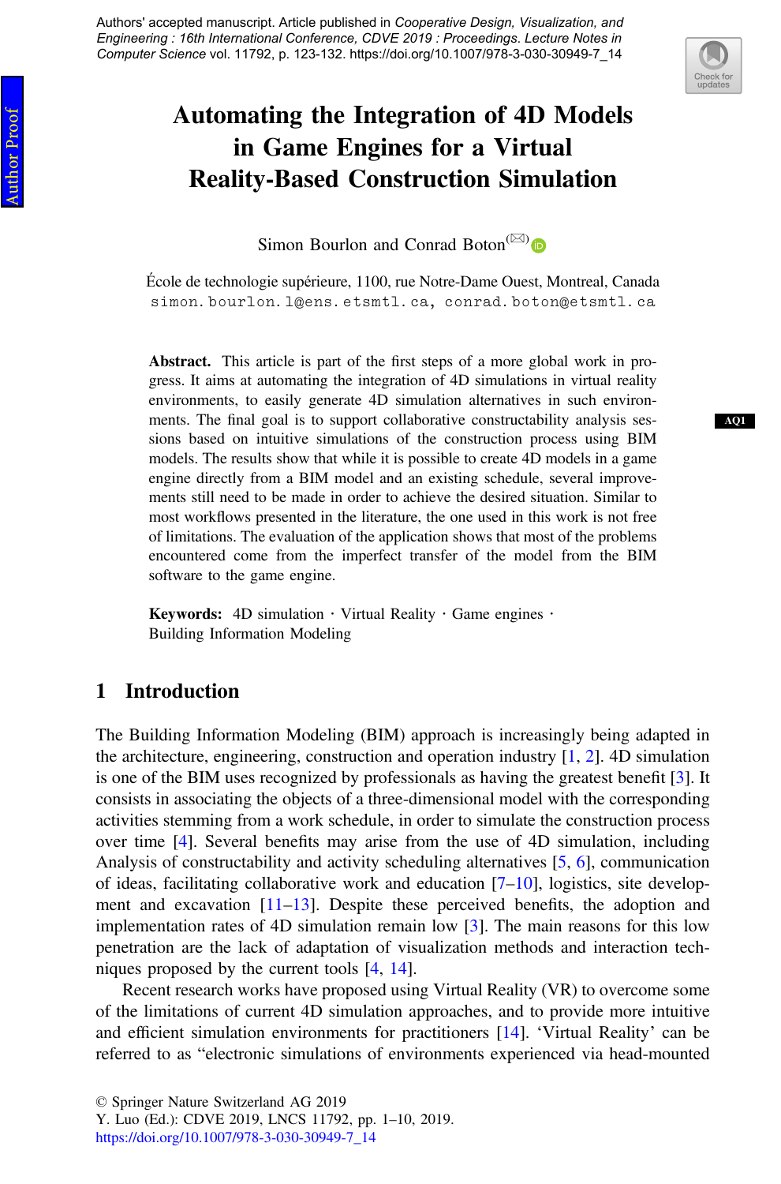Authors' accepted manuscript. Article published in *Cooperative Design, Visualization, and Engineering : 16th International Conference, CDVE 2019 : Proceedings. Lecture Notes in Computer Science* vol. 11792, p. 123-132. https://doi.org/10.1007/978-3-030-30949-7_14

# Automating the Integration of 4D Models in Game Engines for a Virtual Reality-Based Construction Simulation

Simon Bourlon and Conrad Boton

École de technologie supérieure, 1100, rue Notre-Dame Ouest, Montreal, Canada
simon.bourlon.1@ens.etsmtl.ca, conrad.boton@etsmtl.ca

**Abstract.** This article is part of the first steps of a more global work in progress. It aims at automating the integration of 4D simulations in virtual reality environments, to easily generate 4D simulation alternatives in such environments. The final goal is to support collaborative constructability analysis sessions based on intuitive simulations of the construction process using BIM models. The results show that while it is possible to create 4D models in a game engine directly from a BIM model and an existing schedule, several improvements still need to be made in order to achieve the desired situation. Similar to most workflows presented in the literature, the one used in this work is not free of limitations. The evaluation of the application shows that most of the problems encountered come from the imperfect transfer of the model from the BIM software to the game engine.

**Keywords:** 4D simulation · Virtual Reality · Game engines · Building Information Modeling

## 1 Introduction

The Building Information Modeling (BIM) approach is increasingly being adapted in the architecture, engineering, construction and operation industry [1, 2]. 4D simulation is one of the BIM uses recognized by professionals as having the greatest benefit [3]. It consists in associating the objects of a three-dimensional model with the corresponding activities stemming from a work schedule, in order to simulate the construction process over time [4]. Several benefits may arise from the use of 4D simulation, including Analysis of constructability and activity scheduling alternatives [5, 6], communication of ideas, facilitating collaborative work and education [7–10], logistics, site development and excavation [11–13]. Despite these perceived benefits, the adoption and implementation rates of 4D simulation remain low [3]. The main reasons for this low penetration are the lack of adaptation of visualization methods and interaction techniques proposed by the current tools [4, 14].

Recent research works have proposed using Virtual Reality (VR) to overcome some of the limitations of current 4D simulation approaches, and to provide more intuitive and efficient simulation environments for practitioners [14]. 'Virtual Reality' can be referred to as "electronic simulations of environments experienced via head-mounted

© Springer Nature Switzerland AG 2019
Y. Luo (Ed.): CDVE 2019, LNCS 11792, pp. 1–10, 2019.
https://doi.org/10.1007/978-3-030-30949-7_14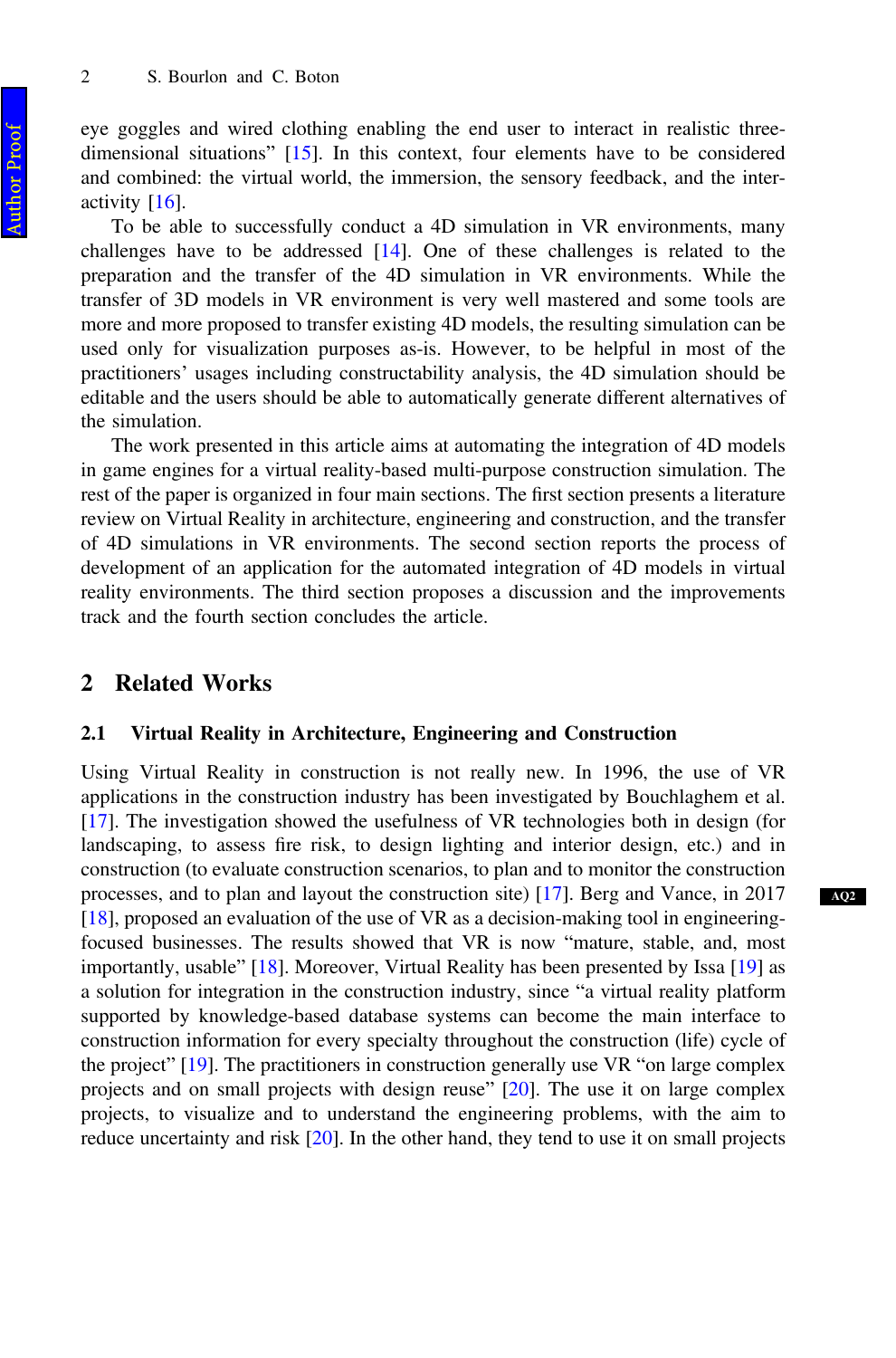eye goggles and wired clothing enabling the end user to interact in realistic three-dimensional situations" [15]. In this context, four elements have to be considered and combined: the virtual world, the immersion, the sensory feedback, and the interactivity [16].

To be able to successfully conduct a 4D simulation in VR environments, many challenges have to be addressed [14]. One of these challenges is related to the preparation and the transfer of the 4D simulation in VR environments. While the transfer of 3D models in VR environment is very well mastered and some tools are more and more proposed to transfer existing 4D models, the resulting simulation can be used only for visualization purposes as-is. However, to be helpful in most of the practitioners' usages including constructability analysis, the 4D simulation should be editable and the users should be able to automatically generate different alternatives of the simulation.

The work presented in this article aims at automating the integration of 4D models in game engines for a virtual reality-based multi-purpose construction simulation. The rest of the paper is organized in four main sections. The first section presents a literature review on Virtual Reality in architecture, engineering and construction, and the transfer of 4D simulations in VR environments. The second section reports the process of development of an application for the automated integration of 4D models in virtual reality environments. The third section proposes a discussion and the improvements track and the fourth section concludes the article.

## 2 Related Works

### 2.1 Virtual Reality in Architecture, Engineering and Construction

Using Virtual Reality in construction is not really new. In 1996, the use of VR applications in the construction industry has been investigated by Bouchlaghem et al. [17]. The investigation showed the usefulness of VR technologies both in design (for landscaping, to assess fire risk, to design lighting and interior design, etc.) and in construction (to evaluate construction scenarios, to plan and to monitor the construction processes, and to plan and layout the construction site) [17]. Berg and Vance, in 2017 [18], proposed an evaluation of the use of VR as a decision-making tool in engineering-focused businesses. The results showed that VR is now "mature, stable, and, most importantly, usable" [18]. Moreover, Virtual Reality has been presented by Issa [19] as a solution for integration in the construction industry, since "a virtual reality platform supported by knowledge-based database systems can become the main interface to construction information for every specialty throughout the construction (life) cycle of the project" [19]. The practitioners in construction generally use VR "on large complex projects and on small projects with design reuse" [20]. The use it on large complex projects, to visualize and to understand the engineering problems, with the aim to reduce uncertainty and risk [20]. In the other hand, they tend to use it on small projects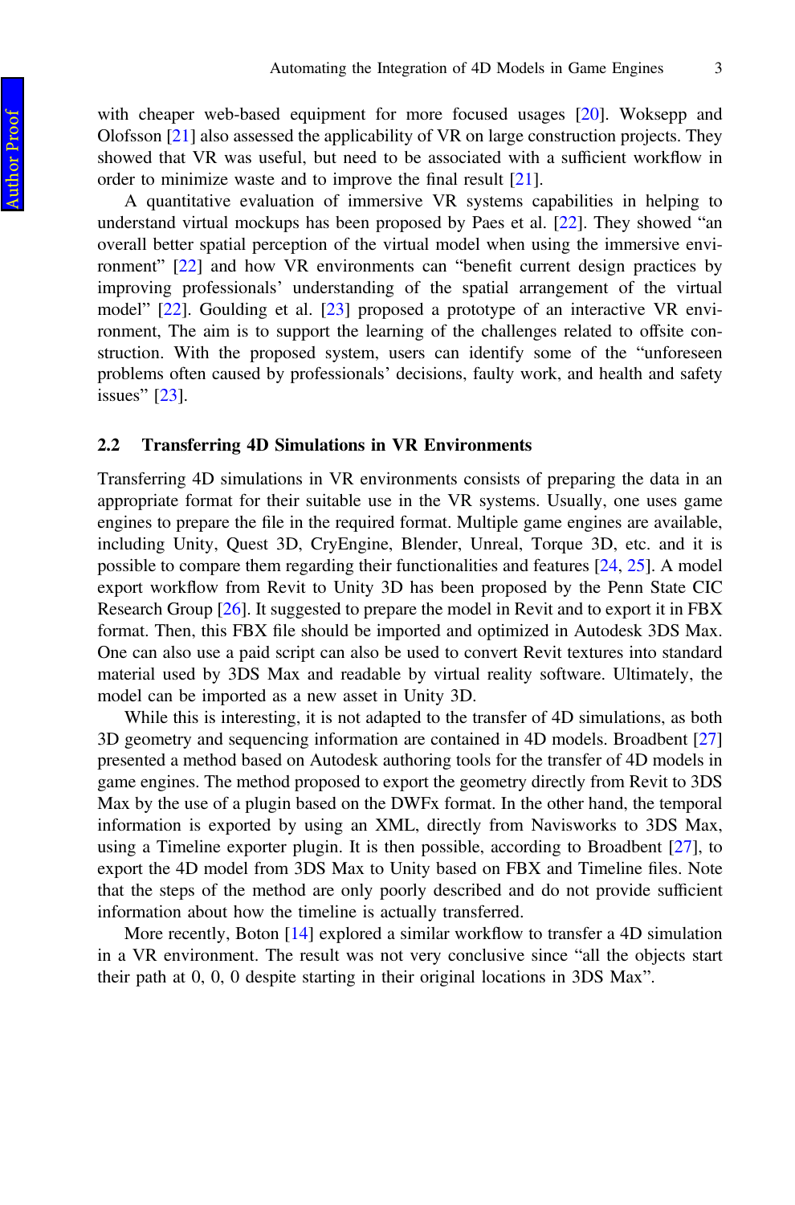with cheaper web-based equipment for more focused usages [20]. Woksepp and Olofsson [21] also assessed the applicability of VR on large construction projects. They showed that VR was useful, but need to be associated with a sufficient workflow in order to minimize waste and to improve the final result [21].

A quantitative evaluation of immersive VR systems capabilities in helping to understand virtual mockups has been proposed by Paes et al. [22]. They showed "an overall better spatial perception of the virtual model when using the immersive environment" [22] and how VR environments can "benefit current design practices by improving professionals' understanding of the spatial arrangement of the virtual model" [22]. Goulding et al. [23] proposed a prototype of an interactive VR environment, The aim is to support the learning of the challenges related to offsite construction. With the proposed system, users can identify some of the "unforeseen problems often caused by professionals' decisions, faulty work, and health and safety issues" [23].

### 2.2 Transferring 4D Simulations in VR Environments

Transferring 4D simulations in VR environments consists of preparing the data in an appropriate format for their suitable use in the VR systems. Usually, one uses game engines to prepare the file in the required format. Multiple game engines are available, including Unity, Quest 3D, CryEngine, Blender, Unreal, Torque 3D, etc. and it is possible to compare them regarding their functionalities and features [24, 25]. A model export workflow from Revit to Unity 3D has been proposed by the Penn State CIC Research Group [26]. It suggested to prepare the model in Revit and to export it in FBX format. Then, this FBX file should be imported and optimized in Autodesk 3DS Max. One can also use a paid script can also be used to convert Revit textures into standard material used by 3DS Max and readable by virtual reality software. Ultimately, the model can be imported as a new asset in Unity 3D.

While this is interesting, it is not adapted to the transfer of 4D simulations, as both 3D geometry and sequencing information are contained in 4D models. Broadbent [27] presented a method based on Autodesk authoring tools for the transfer of 4D models in game engines. The method proposed to export the geometry directly from Revit to 3DS Max by the use of a plugin based on the DWFx format. In the other hand, the temporal information is exported by using an XML, directly from Navisworks to 3DS Max, using a Timeline exporter plugin. It is then possible, according to Broadbent [27], to export the 4D model from 3DS Max to Unity based on FBX and Timeline files. Note that the steps of the method are only poorly described and do not provide sufficient information about how the timeline is actually transferred.

More recently, Boton [14] explored a similar workflow to transfer a 4D simulation in a VR environment. The result was not very conclusive since "all the objects start their path at 0, 0, 0 despite starting in their original locations in 3DS Max".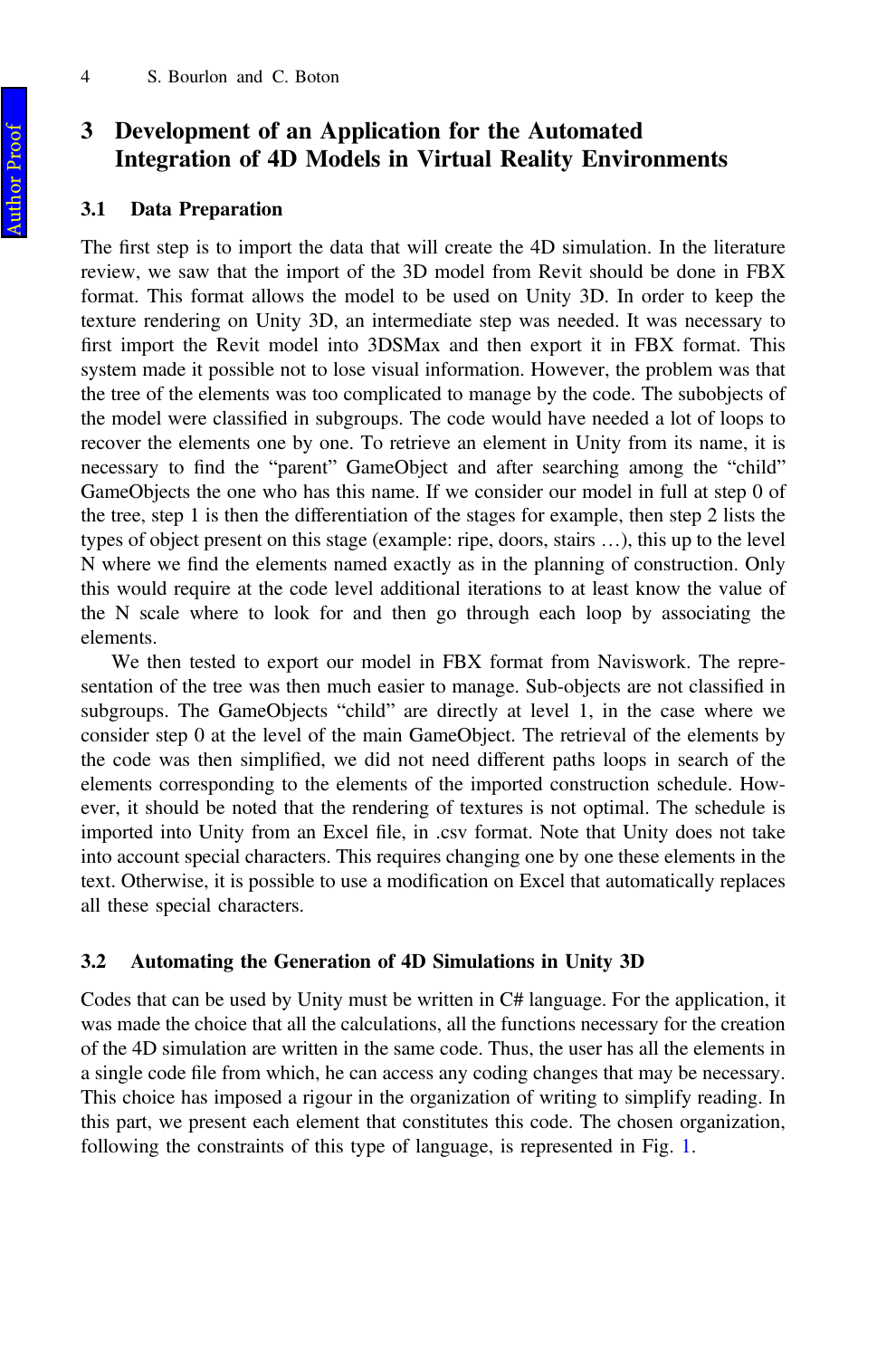## 3 Development of an Application for the Automated Integration of 4D Models in Virtual Reality Environments

### 3.1 Data Preparation

The first step is to import the data that will create the 4D simulation. In the literature review, we saw that the import of the 3D model from Revit should be done in FBX format. This format allows the model to be used on Unity 3D. In order to keep the texture rendering on Unity 3D, an intermediate step was needed. It was necessary to first import the Revit model into 3DSMax and then export it in FBX format. This system made it possible not to lose visual information. However, the problem was that the tree of the elements was too complicated to manage by the code. The subobjects of the model were classified in subgroups. The code would have needed a lot of loops to recover the elements one by one. To retrieve an element in Unity from its name, it is necessary to find the "parent" GameObject and after searching among the "child" GameObjects the one who has this name. If we consider our model in full at step 0 of the tree, step 1 is then the differentiation of the stages for example, then step 2 lists the types of object present on this stage (example: ripe, doors, stairs …), this up to the level N where we find the elements named exactly as in the planning of construction. Only this would require at the code level additional iterations to at least know the value of the N scale where to look for and then go through each loop by associating the elements.

We then tested to export our model in FBX format from Naviswork. The representation of the tree was then much easier to manage. Sub-objects are not classified in subgroups. The GameObjects "child" are directly at level 1, in the case where we consider step 0 at the level of the main GameObject. The retrieval of the elements by the code was then simplified, we did not need different paths loops in search of the elements corresponding to the elements of the imported construction schedule. However, it should be noted that the rendering of textures is not optimal. The schedule is imported into Unity from an Excel file, in .csv format. Note that Unity does not take into account special characters. This requires changing one by one these elements in the text. Otherwise, it is possible to use a modification on Excel that automatically replaces all these special characters.

### 3.2 Automating the Generation of 4D Simulations in Unity 3D

Codes that can be used by Unity must be written in C# language. For the application, it was made the choice that all the calculations, all the functions necessary for the creation of the 4D simulation are written in the same code. Thus, the user has all the elements in a single code file from which, he can access any coding changes that may be necessary. This choice has imposed a rigour in the organization of writing to simplify reading. In this part, we present each element that constitutes this code. The chosen organization, following the constraints of this type of language, is represented in Fig. 1.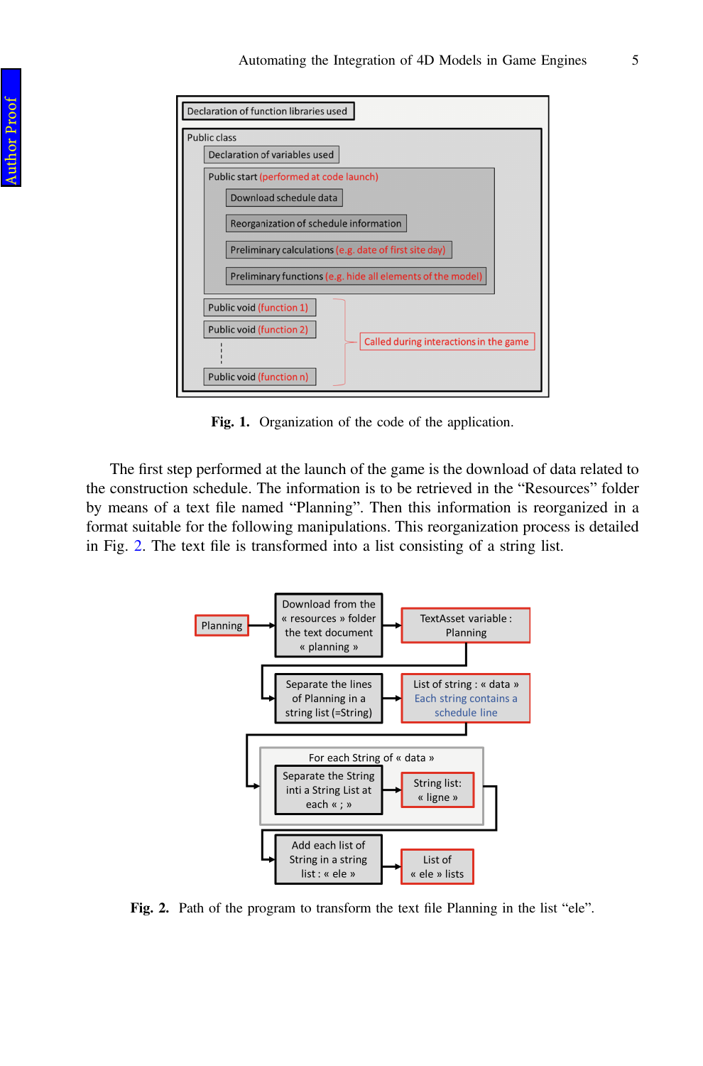Fig. 1. Organization of the code of the application.

The first step performed at the launch of the game is the download of data related to the construction schedule. The information is to be retrieved in the “Resources” folder by means of a text file named “Planning”. Then this information is reorganized in a format suitable for the following manipulations. This reorganization process is detailed in Fig. 2. The text file is transformed into a list consisting of a string list.

Fig. 2. Path of the program to transform the text file Planning in the list “ele”.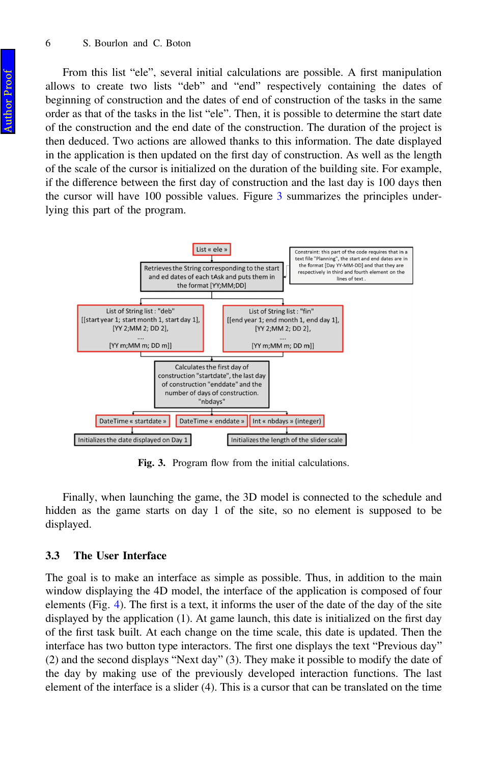From this list "ele", several initial calculations are possible. A first manipulation allows to create two lists "deb" and "end" respectively containing the dates of beginning of construction and the dates of end of construction of the tasks in the same order as that of the tasks in the list "ele". Then, it is possible to determine the start date of the construction and the end date of the construction. The duration of the project is then deduced. Two actions are allowed thanks to this information. The date displayed in the application is then updated on the first day of construction. As well as the length of the scale of the cursor is initialized on the duration of the building site. For example, if the difference between the first day of construction and the last day is 100 days then the cursor will have 100 possible values. Figure 3 summarizes the principles underlying this part of the program.

**Fig. 3.** Program flow from the initial calculations.

Finally, when launching the game, the 3D model is connected to the schedule and hidden as the game starts on day 1 of the site, so no element is supposed to be displayed.

### 3.3 The User Interface

The goal is to make an interface as simple as possible. Thus, in addition to the main window displaying the 4D model, the interface of the application is composed of four elements (Fig. 4). The first is a text, it informs the user of the date of the day of the site displayed by the application (1). At game launch, this date is initialized on the first day of the first task built. At each change on the time scale, this date is updated. Then the interface has two button type interactors. The first one displays the text "Previous day" (2) and the second displays "Next day" (3). They make it possible to modify the date of the day by making use of the previously developed interaction functions. The last element of the interface is a slider (4). This is a cursor that can be translated on the time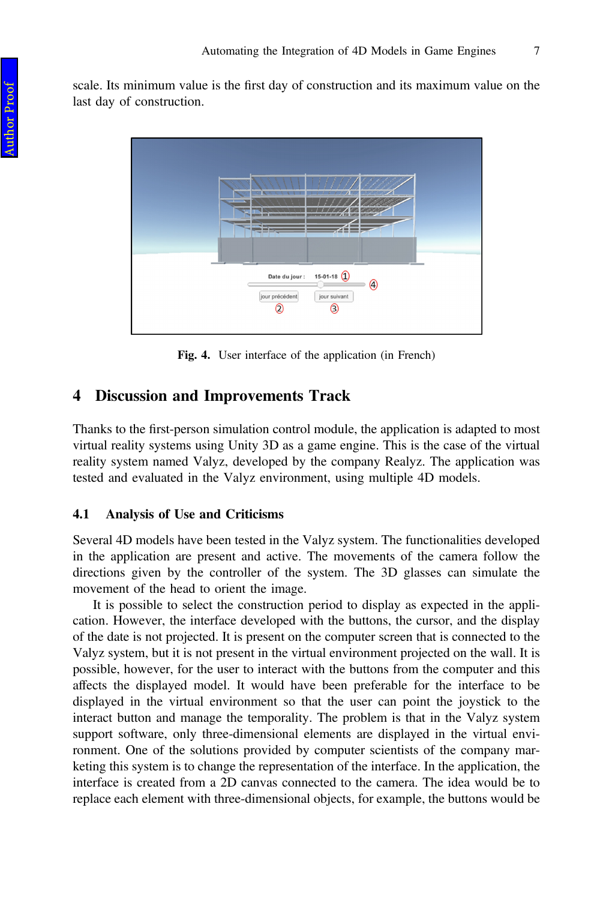scale. Its minimum value is the first day of construction and its maximum value on the last day of construction.

Fig. 4. User interface of the application (in French)

## 4 Discussion and Improvements Track

Thanks to the first-person simulation control module, the application is adapted to most virtual reality systems using Unity 3D as a game engine. This is the case of the virtual reality system named Valyz, developed by the company Realyz. The application was tested and evaluated in the Valyz environment, using multiple 4D models.

### 4.1 Analysis of Use and Criticisms

Several 4D models have been tested in the Valyz system. The functionalities developed in the application are present and active. The movements of the camera follow the directions given by the controller of the system. The 3D glasses can simulate the movement of the head to orient the image.

It is possible to select the construction period to display as expected in the application. However, the interface developed with the buttons, the cursor, and the display of the date is not projected. It is present on the computer screen that is connected to the Valyz system, but it is not present in the virtual environment projected on the wall. It is possible, however, for the user to interact with the buttons from the computer and this affects the displayed model. It would have been preferable for the interface to be displayed in the virtual environment so that the user can point the joystick to the interact button and manage the temporality. The problem is that in the Valyz system support software, only three-dimensional elements are displayed in the virtual environment. One of the solutions provided by computer scientists of the company marketing this system is to change the representation of the interface. In the application, the interface is created from a 2D canvas connected to the camera. The idea would be to replace each element with three-dimensional objects, for example, the buttons would be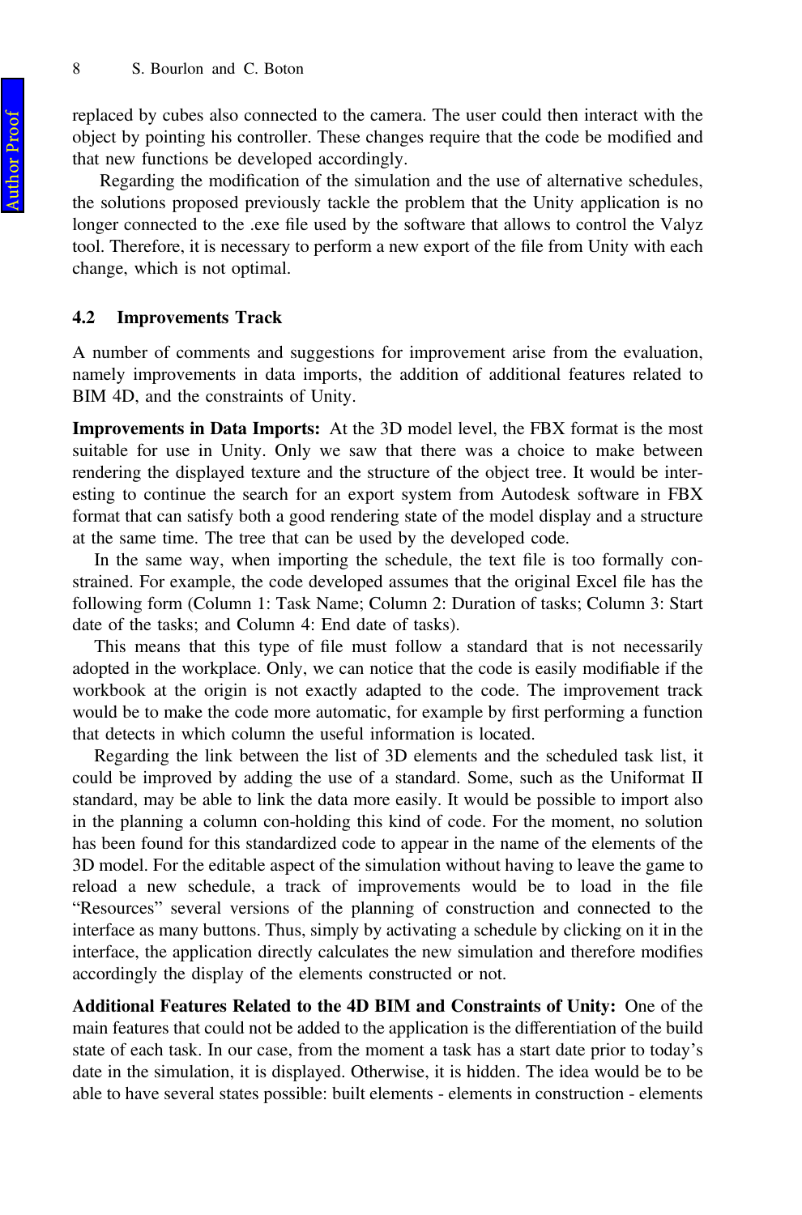replaced by cubes also connected to the camera. The user could then interact with the object by pointing his controller. These changes require that the code be modified and that new functions be developed accordingly.

Regarding the modification of the simulation and the use of alternative schedules, the solutions proposed previously tackle the problem that the Unity application is no longer connected to the .exe file used by the software that allows to control the Valyz tool. Therefore, it is necessary to perform a new export of the file from Unity with each change, which is not optimal.

### 4.2 Improvements Track

A number of comments and suggestions for improvement arise from the evaluation, namely improvements in data imports, the addition of additional features related to BIM 4D, and the constraints of Unity.

**Improvements in Data Imports:** At the 3D model level, the FBX format is the most suitable for use in Unity. Only we saw that there was a choice to make between rendering the displayed texture and the structure of the object tree. It would be interesting to continue the search for an export system from Autodesk software in FBX format that can satisfy both a good rendering state of the model display and a structure at the same time. The tree that can be used by the developed code.

In the same way, when importing the schedule, the text file is too formally constrained. For example, the code developed assumes that the original Excel file has the following form (Column 1: Task Name; Column 2: Duration of tasks; Column 3: Start date of the tasks; and Column 4: End date of tasks).

This means that this type of file must follow a standard that is not necessarily adopted in the workplace. Only, we can notice that the code is easily modifiable if the workbook at the origin is not exactly adapted to the code. The improvement track would be to make the code more automatic, for example by first performing a function that detects in which column the useful information is located.

Regarding the link between the list of 3D elements and the scheduled task list, it could be improved by adding the use of a standard. Some, such as the Uniformat II standard, may be able to link the data more easily. It would be possible to import also in the planning a column con-holding this kind of code. For the moment, no solution has been found for this standardized code to appear in the name of the elements of the 3D model. For the editable aspect of the simulation without having to leave the game to reload a new schedule, a track of improvements would be to load in the file "Resources" several versions of the planning of construction and connected to the interface as many buttons. Thus, simply by activating a schedule by clicking on it in the interface, the application directly calculates the new simulation and therefore modifies accordingly the display of the elements constructed or not.

**Additional Features Related to the 4D BIM and Constraints of Unity:** One of the main features that could not be added to the application is the differentiation of the build state of each task. In our case, from the moment a task has a start date prior to today's date in the simulation, it is displayed. Otherwise, it is hidden. The idea would be to be able to have several states possible: built elements - elements in construction - elements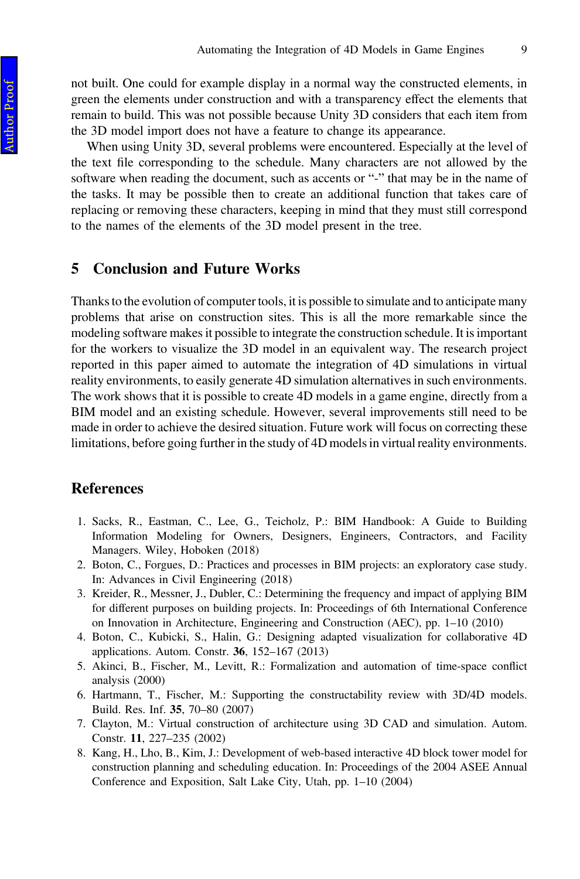not built. One could for example display in a normal way the constructed elements, in green the elements under construction and with a transparency effect the elements that remain to build. This was not possible because Unity 3D considers that each item from the 3D model import does not have a feature to change its appearance.

When using Unity 3D, several problems were encountered. Especially at the level of the text file corresponding to the schedule. Many characters are not allowed by the software when reading the document, such as accents or "-" that may be in the name of the tasks. It may be possible then to create an additional function that takes care of replacing or removing these characters, keeping in mind that they must still correspond to the names of the elements of the 3D model present in the tree.

## 5 Conclusion and Future Works

Thanks to the evolution of computer tools, it is possible to simulate and to anticipate many problems that arise on construction sites. This is all the more remarkable since the modeling software makes it possible to integrate the construction schedule. It is important for the workers to visualize the 3D model in an equivalent way. The research project reported in this paper aimed to automate the integration of 4D simulations in virtual reality environments, to easily generate 4D simulation alternatives in such environments. The work shows that it is possible to create 4D models in a game engine, directly from a BIM model and an existing schedule. However, several improvements still need to be made in order to achieve the desired situation. Future work will focus on correcting these limitations, before going further in the study of 4D models in virtual reality environments.

## References

1. Sacks, R., Eastman, C., Lee, G., Teicholz, P.: BIM Handbook: A Guide to Building Information Modeling for Owners, Designers, Engineers, Contractors, and Facility Managers. Wiley, Hoboken (2018)
2. Boton, C., Forgues, D.: Practices and processes in BIM projects: an exploratory case study. In: Advances in Civil Engineering (2018)
3. Kreider, R., Messner, J., Dubler, C.: Determining the frequency and impact of applying BIM for different purposes on building projects. In: Proceedings of 6th International Conference on Innovation in Architecture, Engineering and Construction (AEC), pp. 1–10 (2010)
4. Boton, C., Kubicki, S., Halin, G.: Designing adapted visualization for collaborative 4D applications. Autom. Constr. **36**, 152–167 (2013)
5. Akinci, B., Fischer, M., Levitt, R.: Formalization and automation of time-space conflict analysis (2000)
6. Hartmann, T., Fischer, M.: Supporting the constructability review with 3D/4D models. Build. Res. Inf. **35**, 70–80 (2007)
7. Clayton, M.: Virtual construction of architecture using 3D CAD and simulation. Autom. Constr. **11**, 227–235 (2002)
8. Kang, H., Lho, B., Kim, J.: Development of web-based interactive 4D block tower model for construction planning and scheduling education. In: Proceedings of the 2004 ASEE Annual Conference and Exposition, Salt Lake City, Utah, pp. 1–10 (2004)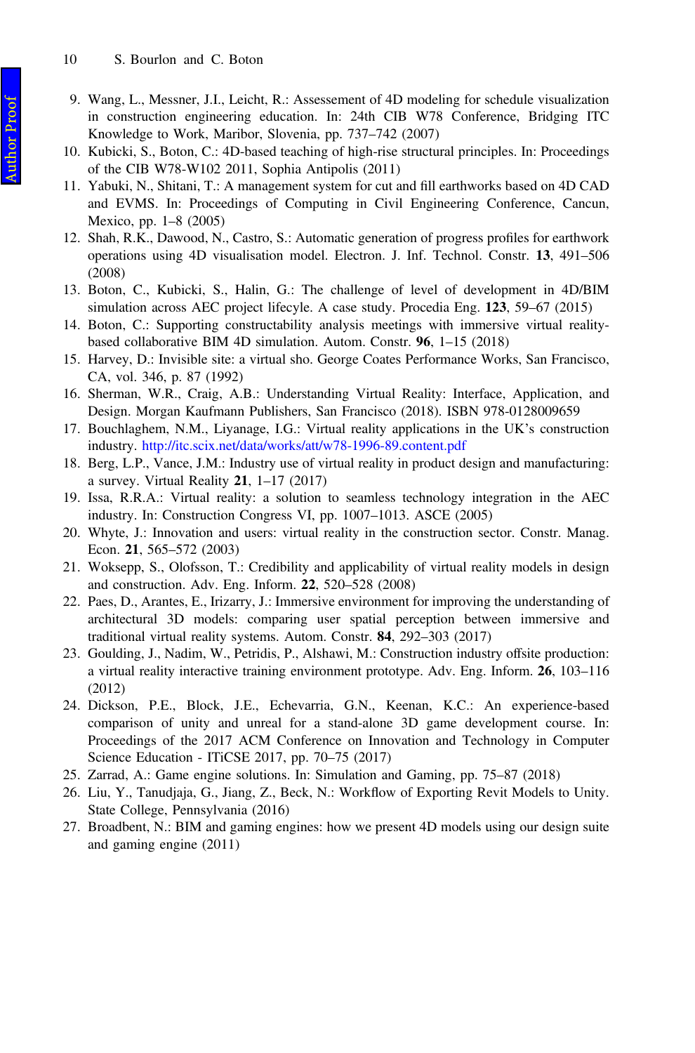9. Wang, L., Messner, J.I., Leicht, R.: Assessement of 4D modeling for schedule visualization in construction engineering education. In: 24th CIB W78 Conference, Bridging ITC Knowledge to Work, Maribor, Slovenia, pp. 737–742 (2007)
10. Kubicki, S., Boton, C.: 4D-based teaching of high-rise structural principles. In: Proceedings of the CIB W78-W102 2011, Sophia Antipolis (2011)
11. Yabuki, N., Shitani, T.: A management system for cut and fill earthworks based on 4D CAD and EVMS. In: Proceedings of Computing in Civil Engineering Conference, Cancun, Mexico, pp. 1–8 (2005)
12. Shah, R.K., Dawood, N., Castro, S.: Automatic generation of progress profiles for earthwork operations using 4D visualisation model. Electron. J. Inf. Technol. Constr. **13**, 491–506 (2008)
13. Boton, C., Kubicki, S., Halin, G.: The challenge of level of development in 4D/BIM simulation across AEC project lifecyle. A case study. Procedia Eng. **123**, 59–67 (2015)
14. Boton, C.: Supporting constructability analysis meetings with immersive virtual reality-based collaborative BIM 4D simulation. Autom. Constr. **96**, 1–15 (2018)
15. Harvey, D.: Invisible site: a virtual sho. George Coates Performance Works, San Francisco, CA, vol. 346, p. 87 (1992)
16. Sherman, W.R., Craig, A.B.: Understanding Virtual Reality: Interface, Application, and Design. Morgan Kaufmann Publishers, San Francisco (2018). ISBN 978-0128009659
17. Bouchlaghem, N.M., Liyanage, I.G.: Virtual reality applications in the UK's construction industry. http://itc.scix.net/data/works/att/w78-1996-89.content.pdf
18. Berg, L.P., Vance, J.M.: Industry use of virtual reality in product design and manufacturing: a survey. Virtual Reality **21**, 1–17 (2017)
19. Issa, R.R.A.: Virtual reality: a solution to seamless technology integration in the AEC industry. In: Construction Congress VI, pp. 1007–1013. ASCE (2005)
20. Whyte, J.: Innovation and users: virtual reality in the construction sector. Constr. Manag. Econ. **21**, 565–572 (2003)
21. Woksepp, S., Olofsson, T.: Credibility and applicability of virtual reality models in design and construction. Adv. Eng. Inform. **22**, 520–528 (2008)
22. Paes, D., Arantes, E., Irizarry, J.: Immersive environment for improving the understanding of architectural 3D models: comparing user spatial perception between immersive and traditional virtual reality systems. Autom. Constr. **84**, 292–303 (2017)
23. Goulding, J., Nadim, W., Petridis, P., Alshawi, M.: Construction industry offsite production: a virtual reality interactive training environment prototype. Adv. Eng. Inform. **26**, 103–116 (2012)
24. Dickson, P.E., Block, J.E., Echevarria, G.N., Keenan, K.C.: An experience-based comparison of unity and unreal for a stand-alone 3D game development course. In: Proceedings of the 2017 ACM Conference on Innovation and Technology in Computer Science Education - ITiCSE 2017, pp. 70–75 (2017)
25. Zarrad, A.: Game engine solutions. In: Simulation and Gaming, pp. 75–87 (2018)
26. Liu, Y., Tanudjaja, G., Jiang, Z., Beck, N.: Workflow of Exporting Revit Models to Unity. State College, Pennsylvania (2016)
27. Broadbent, N.: BIM and gaming engines: how we present 4D models using our design suite and gaming engine (2011)